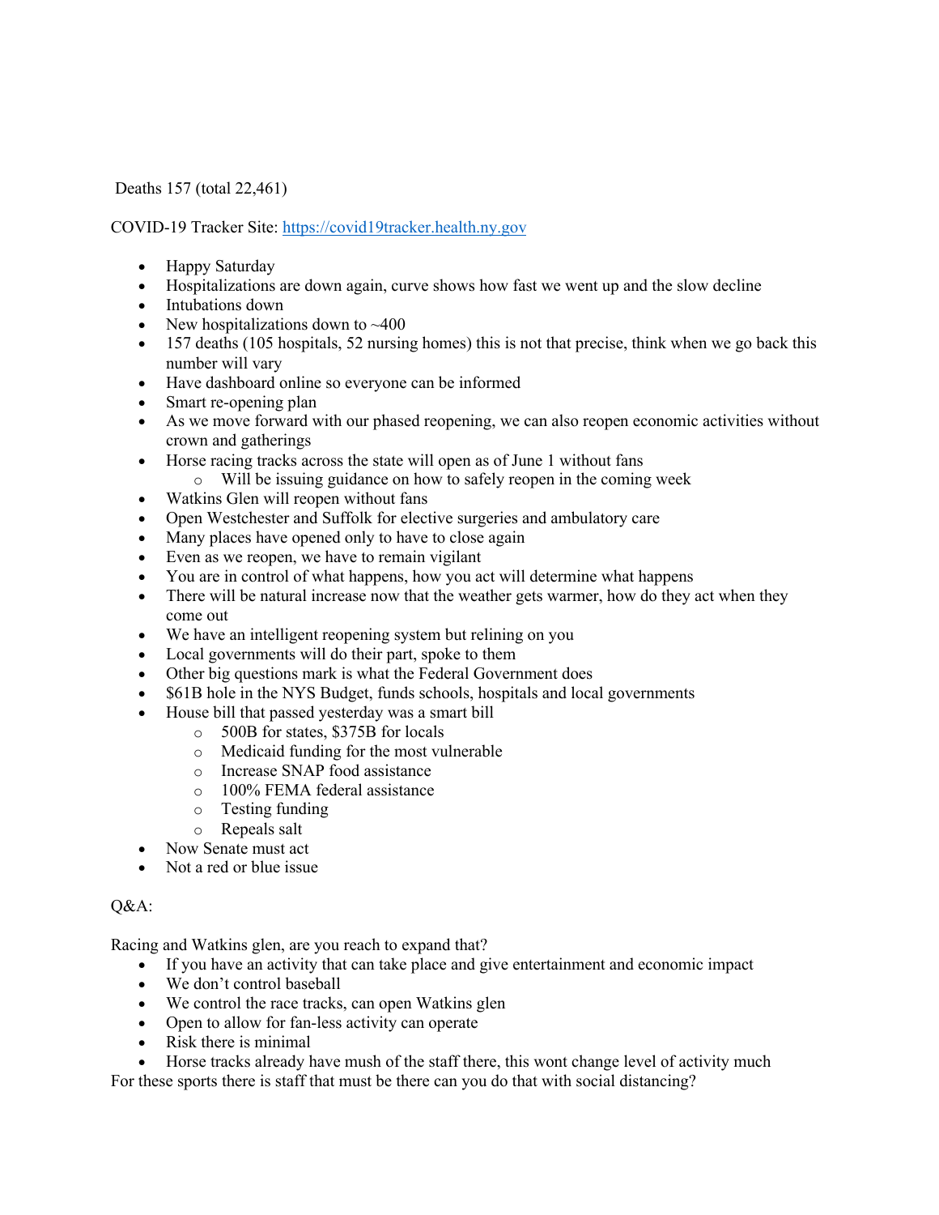Deaths 157 (total 22,461)

COVID-19 Tracker Site: [https://covid19tracker.health.ny.gov](https://covid19tracker.health.ny.gov)

- Happy Saturday
- Hospitalizations are down again, curve shows how fast we went up and the slow decline
- Intubations down
- New hospitalizations down to ~400
- 157 deaths (105 hospitals, 52 nursing homes) this is not that precise, think when we go back this number will vary
- Have dashboard online so everyone can be informed
- Smart re-opening plan
- As we move forward with our phased reopening, we can also reopen economic activities without crown and gatherings
- Horse racing tracks across the state will open as of June 1 without fans
  - Will be issuing guidance on how to safely reopen in the coming week
- Watkins Glen will reopen without fans
- Open Westchester and Suffolk for elective surgeries and ambulatory care
- Many places have opened only to have to close again
- Even as we reopen, we have to remain vigilant
- You are in control of what happens, how you act will determine what happens
- There will be natural increase now that the weather gets warmer, how do they act when they come out
- We have an intelligent reopening system but relining on you
- Local governments will do their part, spoke to them
- Other big questions mark is what the Federal Government does
- $61B hole in the NYS Budget, funds schools, hospitals and local governments
- House bill that passed yesterday was a smart bill
  - 500B for states, $375B for locals
  - Medicaid funding for the most vulnerable
  - Increase SNAP food assistance
  - 100% FEMA federal assistance
  - Testing funding
  - Repeals salt
- Now Senate must act
- Not a red or blue issue

Q&A:

Racing and Watkins glen, are you reach to expand that?

- If you have an activity that can take place and give entertainment and economic impact
- We don't control baseball
- We control the race tracks, can open Watkins glen
- Open to allow for fan-less activity can operate
- Risk there is minimal
- Horse tracks already have mush of the staff there, this wont change level of activity much

For these sports there is staff that must be there can you do that with social distancing?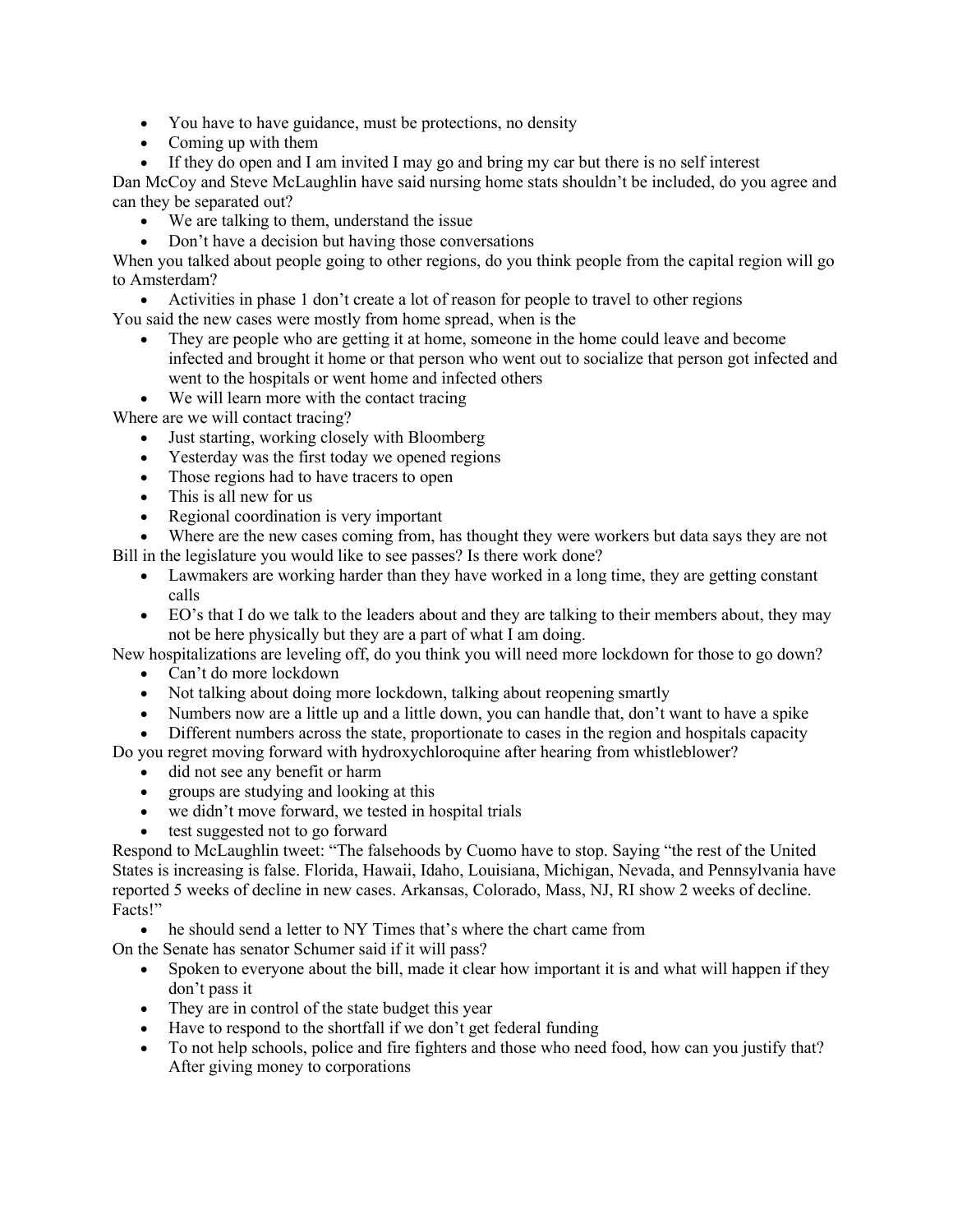- You have to have guidance, must be protections, no density
- Coming up with them
- If they do open and I am invited I may go and bring my car but there is no self interest

Dan McCoy and Steve McLaughlin have said nursing home stats shouldn't be included, do you agree and can they be separated out?

- We are talking to them, understand the issue
- Don't have a decision but having those conversations

When you talked about people going to other regions, do you think people from the capital region will go to Amsterdam?

- Activities in phase 1 don't create a lot of reason for people to travel to other regions

You said the new cases were mostly from home spread, when is the

- They are people who are getting it at home, someone in the home could leave and become infected and brought it home or that person who went out to socialize that person got infected and went to the hospitals or went home and infected others
- We will learn more with the contact tracing

Where are we will contact tracing?

- Just starting, working closely with Bloomberg
- Yesterday was the first today we opened regions
- Those regions had to have tracers to open
- This is all new for us
- Regional coordination is very important
- Where are the new cases coming from, has thought they were workers but data says they are not

Bill in the legislature you would like to see passes? Is there work done?

- Lawmakers are working harder than they have worked in a long time, they are getting constant calls
- EO's that I do we talk to the leaders about and they are talking to their members about, they may not be here physically but they are a part of what I am doing.

New hospitalizations are leveling off, do you think you will need more lockdown for those to go down?

- Can't do more lockdown
- Not talking about doing more lockdown, talking about reopening smartly
- Numbers now are a little up and a little down, you can handle that, don't want to have a spike
- Different numbers across the state, proportionate to cases in the region and hospitals capacity

Do you regret moving forward with hydroxychloroquine after hearing from whistleblower?

- did not see any benefit or harm
- groups are studying and looking at this
- we didn't move forward, we tested in hospital trials
- test suggested not to go forward

Respond to McLaughlin tweet: "The falsehoods by Cuomo have to stop. Saying "the rest of the United States is increasing is false. Florida, Hawaii, Idaho, Louisiana, Michigan, Nevada, and Pennsylvania have reported 5 weeks of decline in new cases. Arkansas, Colorado, Mass, NJ, RI show 2 weeks of decline. Facts!"

- he should send a letter to NY Times that's where the chart came from

On the Senate has senator Schumer said if it will pass?

- Spoken to everyone about the bill, made it clear how important it is and what will happen if they don't pass it
- They are in control of the state budget this year
- Have to respond to the shortfall if we don't get federal funding
- To not help schools, police and fire fighters and those who need food, how can you justify that? After giving money to corporations